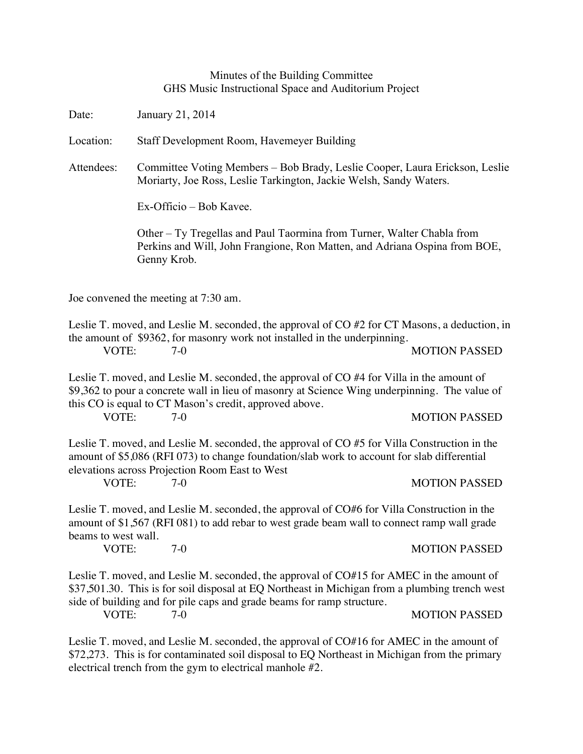Minutes of the Building Committee
GHS Music Instructional Space and Auditorium Project

Date: January 21, 2014

Location: Staff Development Room, Havemeyer Building

Attendees: Committee Voting Members – Bob Brady, Leslie Cooper, Laura Erickson, Leslie Moriarty, Joe Ross, Leslie Tarkington, Jackie Welsh, Sandy Waters.

Ex-Officio – Bob Kavee.

Other – Ty Tregellas and Paul Taormina from Turner, Walter Chabla from Perkins and Will, John Frangione, Ron Matten, and Adriana Ospina from BOE, Genny Krob.

Joe convened the meeting at 7:30 am.

Leslie T. moved, and Leslie M. seconded, the approval of CO #2 for CT Masons, a deduction, in the amount of $9362, for masonry work not installed in the underpinning.

VOTE: 7-0 MOTION PASSED

Leslie T. moved, and Leslie M. seconded, the approval of CO #4 for Villa in the amount of $9,362 to pour a concrete wall in lieu of masonry at Science Wing underpinning. The value of this CO is equal to CT Mason's credit, approved above.

VOTE: 7-0 MOTION PASSED

Leslie T. moved, and Leslie M. seconded, the approval of CO #5 for Villa Construction in the amount of $5,086 (RFI 073) to change foundation/slab work to account for slab differential elevations across Projection Room East to West

VOTE: 7-0 MOTION PASSED

Leslie T. moved, and Leslie M. seconded, the approval of CO#6 for Villa Construction in the amount of $1,567 (RFI 081) to add rebar to west grade beam wall to connect ramp wall grade beams to west wall.

VOTE: 7-0 MOTION PASSED

Leslie T. moved, and Leslie M. seconded, the approval of CO#15 for AMEC in the amount of $37,501.30. This is for soil disposal at EQ Northeast in Michigan from a plumbing trench west side of building and for pile caps and grade beams for ramp structure.

VOTE: 7-0 MOTION PASSED

Leslie T. moved, and Leslie M. seconded, the approval of CO#16 for AMEC in the amount of $72,273. This is for contaminated soil disposal to EQ Northeast in Michigan from the primary electrical trench from the gym to electrical manhole #2.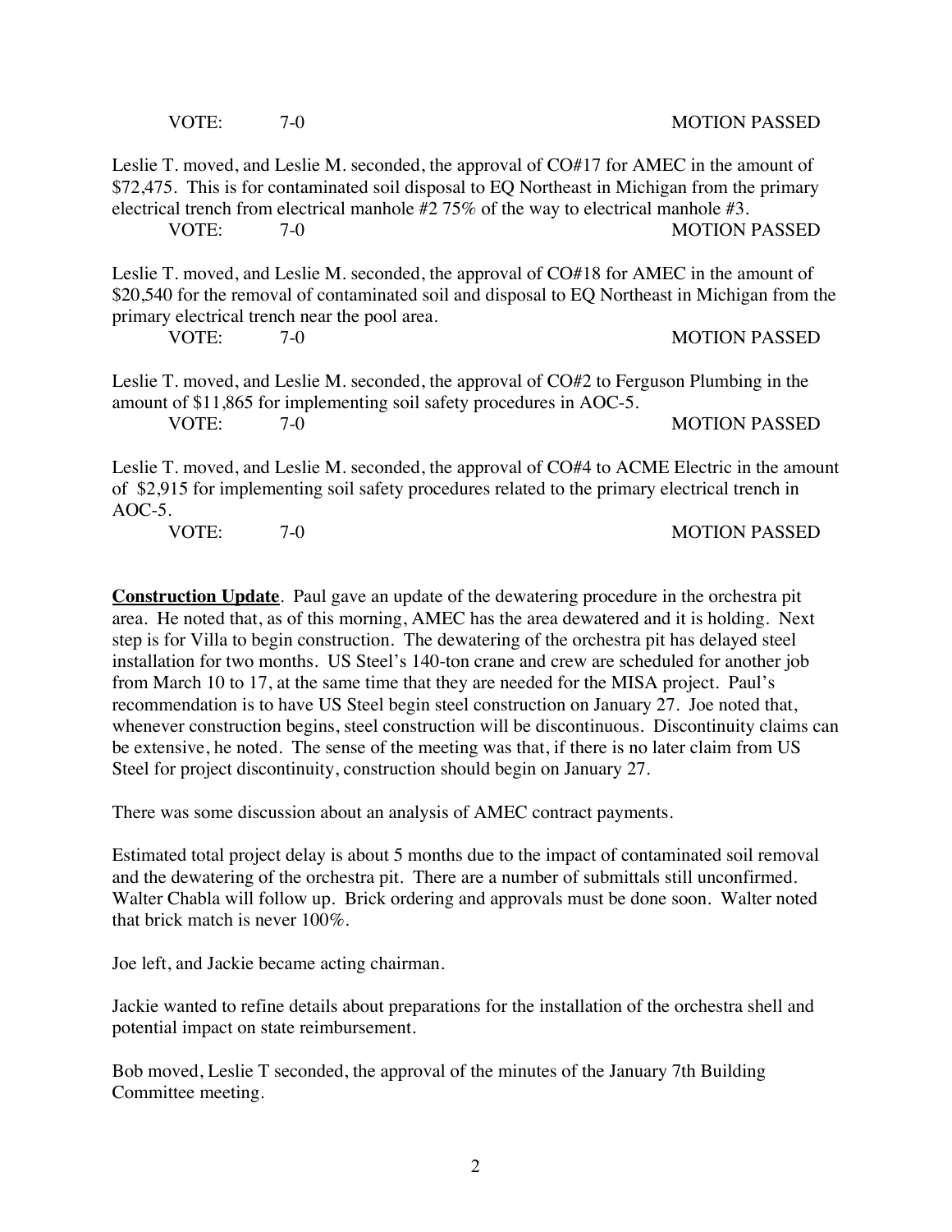VOTE: 7-0 MOTION PASSED

Leslie T. moved, and Leslie M. seconded, the approval of CO#17 for AMEC in the amount of $72,475. This is for contaminated soil disposal to EQ Northeast in Michigan from the primary electrical trench from electrical manhole #2 75% of the way to electrical manhole #3.

VOTE: 7-0 MOTION PASSED

Leslie T. moved, and Leslie M. seconded, the approval of CO#18 for AMEC in the amount of $20,540 for the removal of contaminated soil and disposal to EQ Northeast in Michigan from the primary electrical trench near the pool area.

VOTE: 7-0 MOTION PASSED

Leslie T. moved, and Leslie M. seconded, the approval of CO#2 to Ferguson Plumbing in the amount of $11,865 for implementing soil safety procedures in AOC-5.

VOTE: 7-0 MOTION PASSED

Leslie T. moved, and Leslie M. seconded, the approval of CO#4 to ACME Electric in the amount of $2,915 for implementing soil safety procedures related to the primary electrical trench in AOC-5.

VOTE: 7-0 MOTION PASSED

**Construction Update**. Paul gave an update of the dewatering procedure in the orchestra pit area. He noted that, as of this morning, AMEC has the area dewatered and it is holding. Next step is for Villa to begin construction. The dewatering of the orchestra pit has delayed steel installation for two months. US Steel's 140-ton crane and crew are scheduled for another job from March 10 to 17, at the same time that they are needed for the MISA project. Paul's recommendation is to have US Steel begin steel construction on January 27. Joe noted that, whenever construction begins, steel construction will be discontinuous. Discontinuity claims can be extensive, he noted. The sense of the meeting was that, if there is no later claim from US Steel for project discontinuity, construction should begin on January 27.

There was some discussion about an analysis of AMEC contract payments.

Estimated total project delay is about 5 months due to the impact of contaminated soil removal and the dewatering of the orchestra pit. There are a number of submittals still unconfirmed. Walter Chabla will follow up. Brick ordering and approvals must be done soon. Walter noted that brick match is never 100%.

Joe left, and Jackie became acting chairman.

Jackie wanted to refine details about preparations for the installation of the orchestra shell and potential impact on state reimbursement.

Bob moved, Leslie T seconded, the approval of the minutes of the January 7th Building Committee meeting.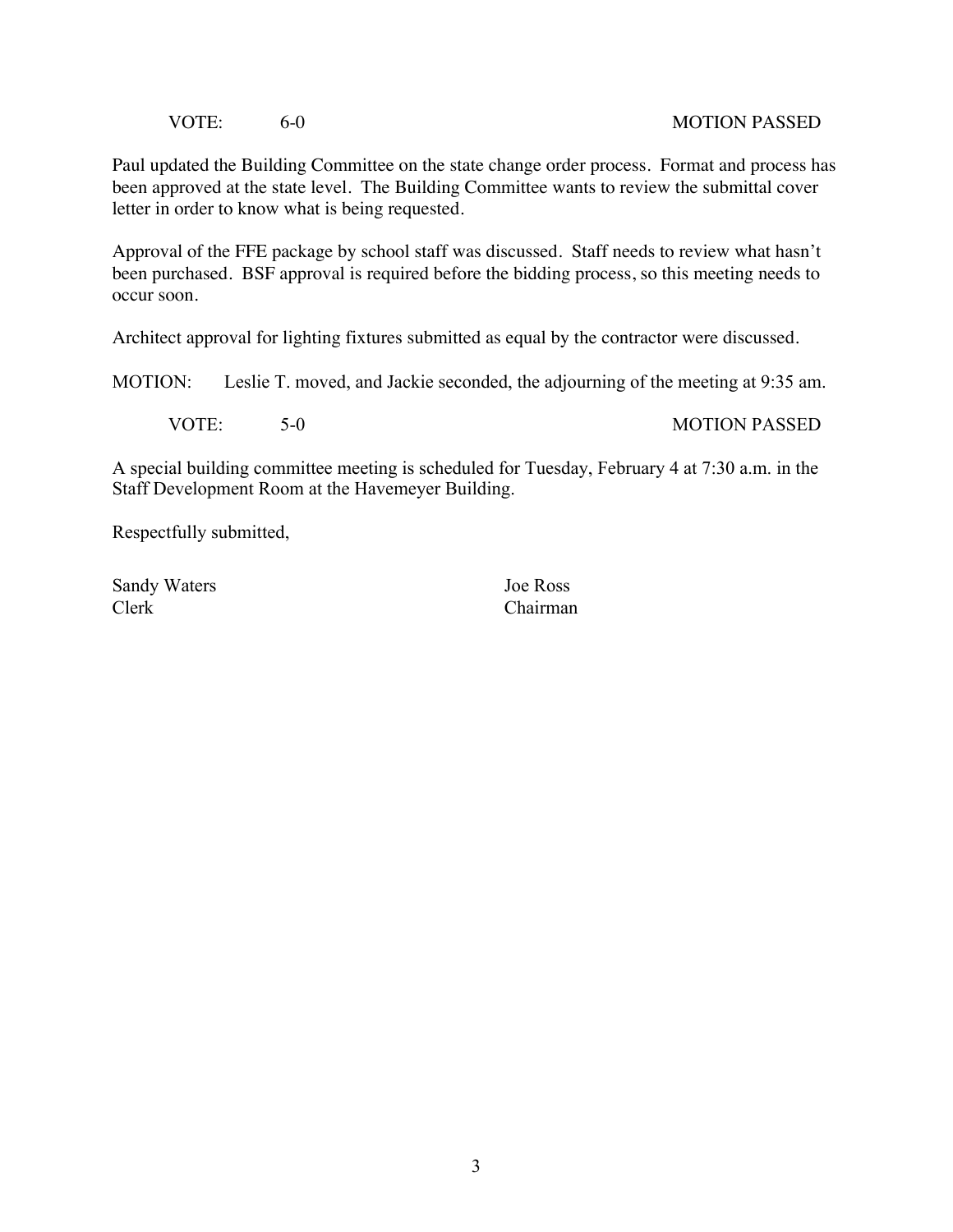VOTE: 6-0 MOTION PASSED

Paul updated the Building Committee on the state change order process. Format and process has been approved at the state level. The Building Committee wants to review the submittal cover letter in order to know what is being requested.

Approval of the FFE package by school staff was discussed. Staff needs to review what hasn't been purchased. BSF approval is required before the bidding process, so this meeting needs to occur soon.

Architect approval for lighting fixtures submitted as equal by the contractor were discussed.

MOTION: Leslie T. moved, and Jackie seconded, the adjourning of the meeting at 9:35 am.

VOTE: 5-0 MOTION PASSED

A special building committee meeting is scheduled for Tuesday, February 4 at 7:30 a.m. in the Staff Development Room at the Havemeyer Building.

Respectfully submitted,

Sandy Waters
Clerk

Joe Ross
Chairman